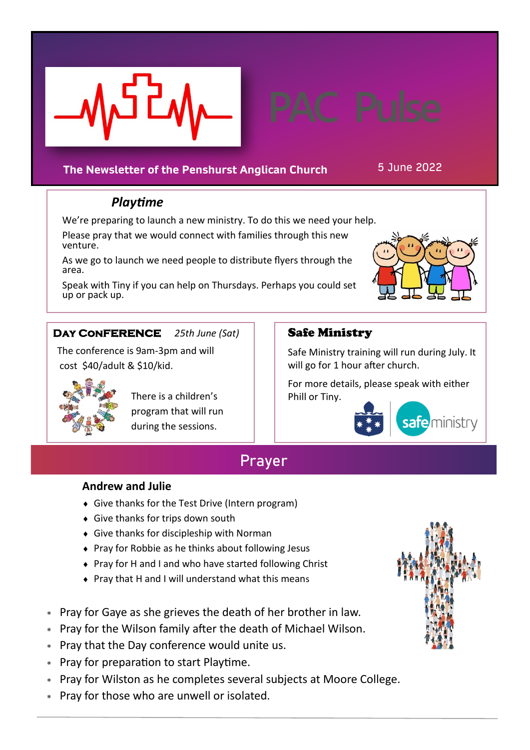# PAC Pulse

**The Newsletter of the Penshurst Anglican Church**

5 June 2022

## *Playtime*

We're preparing to launch a new ministry. To do this we need your help.

Please pray that we would connect with families through this new venture.

As we go to launch we need people to distribute flyers through the area.

Speak with Tiny if you can help on Thursdays. Perhaps you could set up or pack up.

## Day Conference *25th June (Sat)*

The conference is 9am-3pm and will cost $40/adult & $10/kid.

There is a children's program that will run during the sessions.

## Safe Ministry

Safe Ministry training will run during July. It will go for 1 hour after church.

For more details, please speak with either Phill or Tiny.

## Prayer

### Andrew and Julie

- Give thanks for the Test Drive (Intern program)
- Give thanks for trips down south
- Give thanks for discipleship with Norman
- Pray for Robbie as he thinks about following Jesus
- Pray for H and I and who have started following Christ
- Pray that H and I will understand what this means

- Pray for Gaye as she grieves the death of her brother in law.
- Pray for the Wilson family after the death of Michael Wilson.
- Pray that the Day conference would unite us.
- Pray for preparation to start Playtime.
- Pray for Wilston as he completes several subjects at Moore College.
- Pray for those who are unwell or isolated.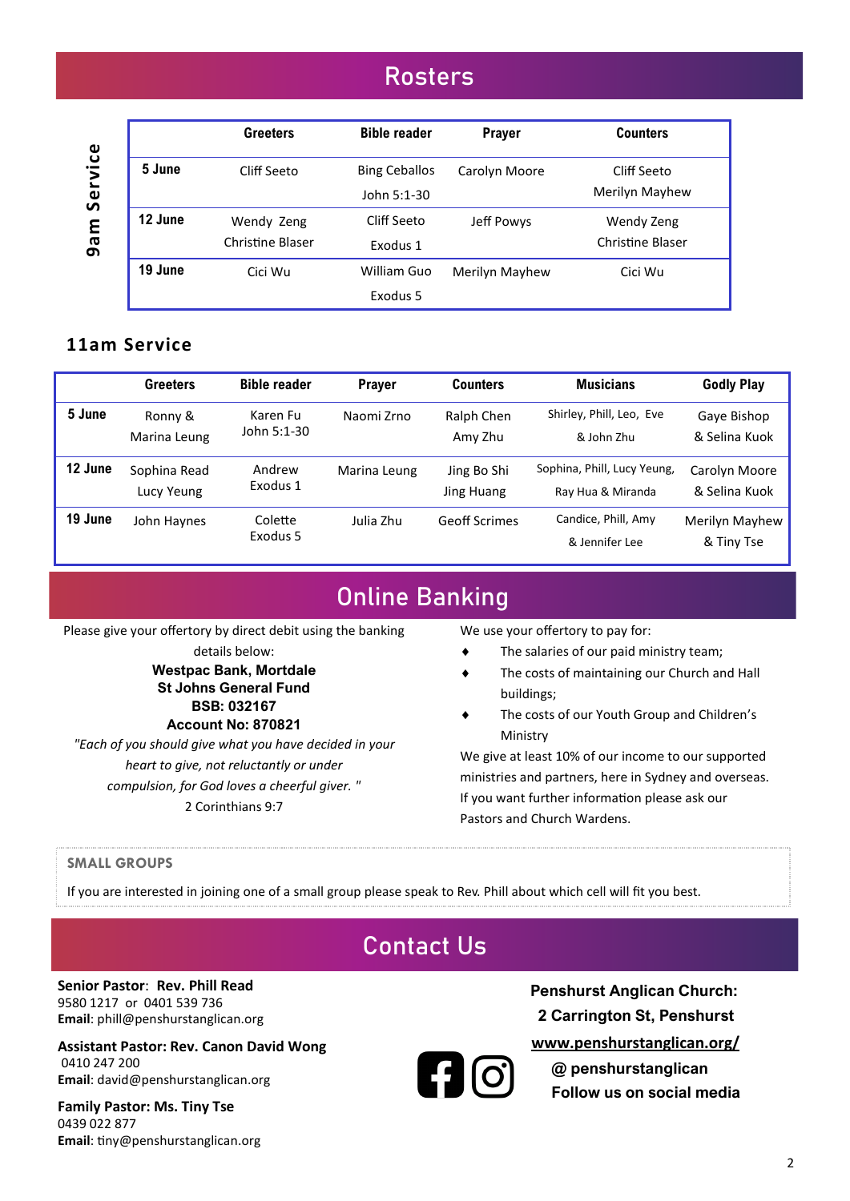# Rosters

## 9am Service

| | Greeters | Bible reader | Prayer | Counters |
|---|---|---|---|---|
| **5 June** | Cliff Seeto | Bing Ceballos John 5:1-30 | Carolyn Moore | Cliff Seeto Merilyn Mayhew |
| **12 June** | Wendy Zeng Christine Blaser | Cliff Seeto Exodus 1 | Jeff Powys | Wendy Zeng Christine Blaser |
| **19 June** | Cici Wu | William Guo Exodus 5 | Merilyn Mayhew | Cici Wu |

## 11am Service

| | Greeters | Bible reader | Prayer | Counters | Musicians | Godly Play |
|---|---|---|---|---|---|---|
| **5 June** | Ronny & Marina Leung | Karen Fu John 5:1-30 | Naomi Zrno | Ralph Chen Amy Zhu | Shirley, Phill, Leo, Eve & John Zhu | Gaye Bishop & Selina Kuok |
| **12 June** | Sophina Read Lucy Yeung | Andrew Exodus 1 | Marina Leung | Jing Bo Shi Jing Huang | Sophina, Phill, Lucy Yeung, Ray Hua & Miranda | Carolyn Moore & Selina Kuok |
| **19 June** | John Haynes | Colette Exodus 5 | Julia Zhu | Geoff Scrimes | Candice, Phill, Amy & Jennifer Lee | Merilyn Mayhew & Tiny Tse |

# Online Banking

Please give your offertory by direct debit using the banking details below:

**Westpac Bank, Mortdale**
**St Johns General Fund**
**BSB: 032167**
**Account No: 870821**

*"Each of you should give what you have decided in your heart to give, not reluctantly or under compulsion, for God loves a cheerful giver. "*
2 Corinthians 9:7

We use your offertory to pay for:

- The salaries of our paid ministry team;
- The costs of maintaining our Church and Hall buildings;
- The costs of our Youth Group and Children's Ministry

We give at least 10% of our income to our supported ministries and partners, here in Sydney and overseas. If you want further information please ask our Pastors and Church Wardens.

**SMALL GROUPS**

If you are interested in joining one of a small group please speak to Rev. Phill about which cell will fit you best.

# Contact Us

**Senior Pastor**: **Rev. Phill Read**
9580 1217 or 0401 539 736
**Email**: phill@penshurstanglican.org

**Assistant Pastor: Rev. Canon David Wong**
0410 247 200
**Email**: david@penshurstanglican.org

**Family Pastor: Ms. Tiny Tse**
0439 022 877
**Email**: tiny@penshurstanglican.org

**Penshurst Anglican Church:**
**2 Carrington St, Penshurst**
**www.penshurstanglican.org/**
**@ penshurstanglican**
**Follow us on social media**